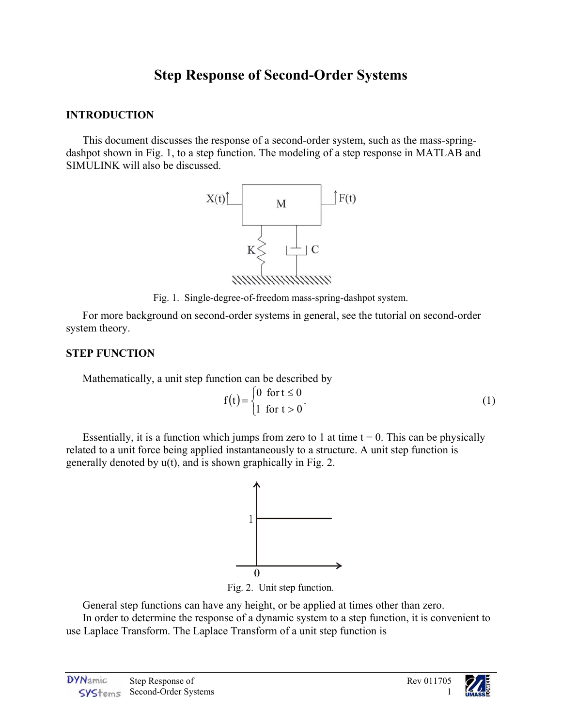# Step Response of Second-Order Systems

## INTRODUCTION

This document discusses the response of a second-order system, such as the mass-spring-dashpot shown in Fig. 1, to a step function. The modeling of a step response in MATLAB and SIMULINK will also be discussed.

Fig. 1. Single-degree-of-freedom mass-spring-dashpot system.

For more background on second-order systems in general, see the tutorial on second-order system theory.

## STEP FUNCTION

Mathematically, a unit step function can be described by

$$f(t) = \begin{cases} 0 & \text{for } t \le 0 \\ 1 & \text{for } t > 0 \end{cases}. \tag{1}$$

Essentially, it is a function which jumps from zero to 1 at time t = 0. This can be physically related to a unit force being applied instantaneously to a structure. A unit step function is generally denoted by u(t), and is shown graphically in Fig. 2.

Fig. 2. Unit step function.

General step functions can have any height, or be applied at times other than zero.

In order to determine the response of a dynamic system to a step function, it is convenient to use Laplace Transform. The Laplace Transform of a unit step function is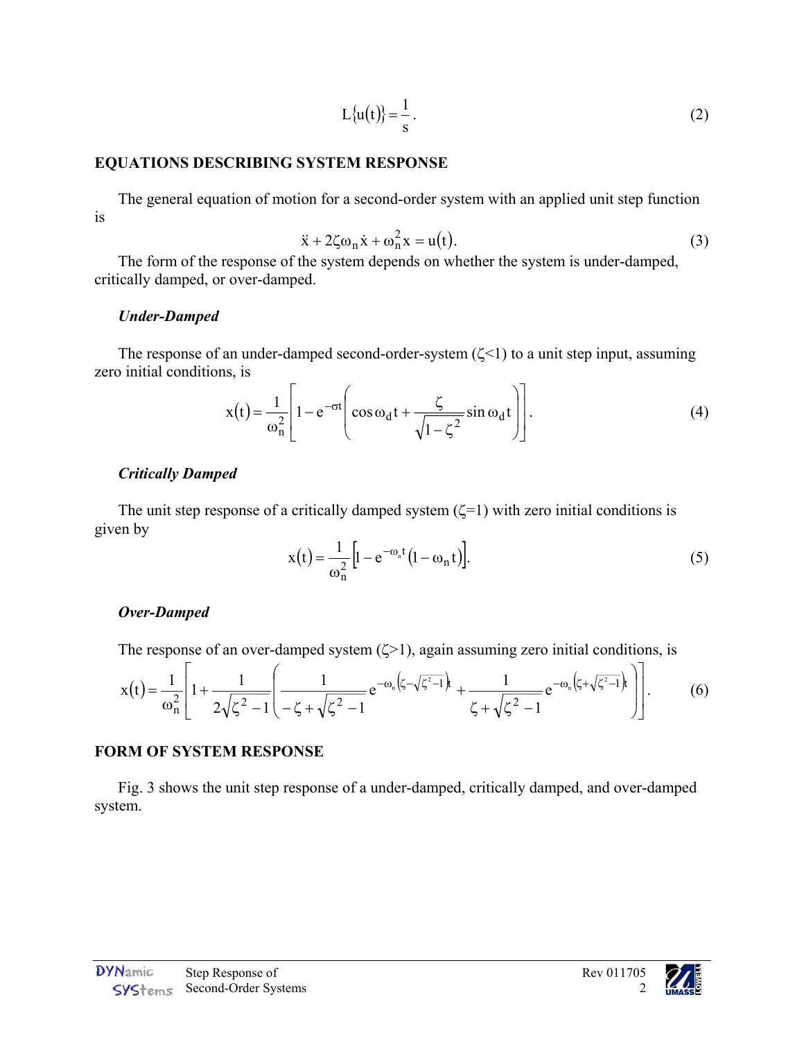$$L\{u(t)\} = \frac{1}{s}. \tag{2}$$

## EQUATIONS DESCRIBING SYSTEM RESPONSE

The general equation of motion for a second-order system with an applied unit step function is

$$\ddot{x} + 2\zeta\omega_n \dot{x} + \omega_n^2 x = u(t). \tag{3}$$

The form of the response of the system depends on whether the system is under-damped, critically damped, or over-damped.

### *Under-Damped*

The response of an under-damped second-order-system ($\zeta$<1) to a unit step input, assuming zero initial conditions, is

$$x(t) = \frac{1}{\omega_n^2}\left[1 - e^{-\sigma t}\left(\cos\omega_d t + \frac{\zeta}{\sqrt{1-\zeta^2}}\sin\omega_d t\right)\right]. \tag{4}$$

### *Critically Damped*

The unit step response of a critically damped system ($\zeta$=1) with zero initial conditions is given by

$$x(t) = \frac{1}{\omega_n^2}\left[1 - e^{-\omega_n t}(1-\omega_n t)\right]. \tag{5}$$

### *Over-Damped*

The response of an over-damped system ($\zeta$>1), again assuming zero initial conditions, is

$$x(t) = \frac{1}{\omega_n^2}\left[1 + \frac{1}{2\sqrt{\zeta^2-1}}\left(\frac{1}{-\zeta+\sqrt{\zeta^2-1}}e^{-\omega_n\left(\zeta-\sqrt{\zeta^2-1}\right)t} + \frac{1}{\zeta+\sqrt{\zeta^2-1}}e^{-\omega_n\left(\zeta+\sqrt{\zeta^2-1}\right)t}\right)\right]. \tag{6}$$

## FORM OF SYSTEM RESPONSE

Fig. 3 shows the unit step response of a under-damped, critically damped, and over-damped system.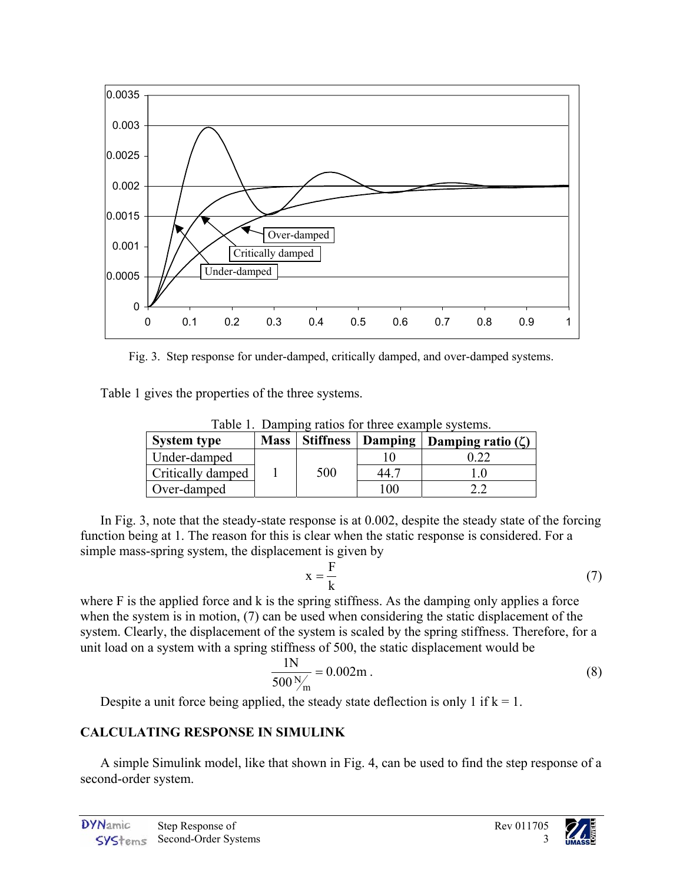Fig. 3. Step response for under-damped, critically damped, and over-damped systems.

Table 1 gives the properties of the three systems.

Table 1. Damping ratios for three example systems.

| System type | Mass | Stiffness | Damping | Damping ratio ($\zeta$) |
|---|---|---|---|---|
| Under-damped | 1 | 500 | 10 | 0.22 |
| Critically damped | | | 44.7 | 1.0 |
| Over-damped | | | 100 | 2.2 |

In Fig. 3, note that the steady-state response is at 0.002, despite the steady state of the forcing function being at 1. The reason for this is clear when the static response is considered. For a simple mass-spring system, the displacement is given by

$$x = \frac{F}{k} \tag{7}$$

where F is the applied force and k is the spring stiffness. As the damping only applies a force when the system is in motion, (7) can be used when considering the static displacement of the system. Clearly, the displacement of the system is scaled by the spring stiffness. Therefore, for a unit load on a system with a spring stiffness of 500, the static displacement would be

$$\frac{1\text{N}}{500\,{}^{\text{N}}\!/\!{}_{\text{m}}} = 0.002\text{m}\,. \tag{8}$$

Despite a unit force being applied, the steady state deflection is only 1 if k = 1.

## CALCULATING RESPONSE IN SIMULINK

A simple Simulink model, like that shown in Fig. 4, can be used to find the step response of a second-order system.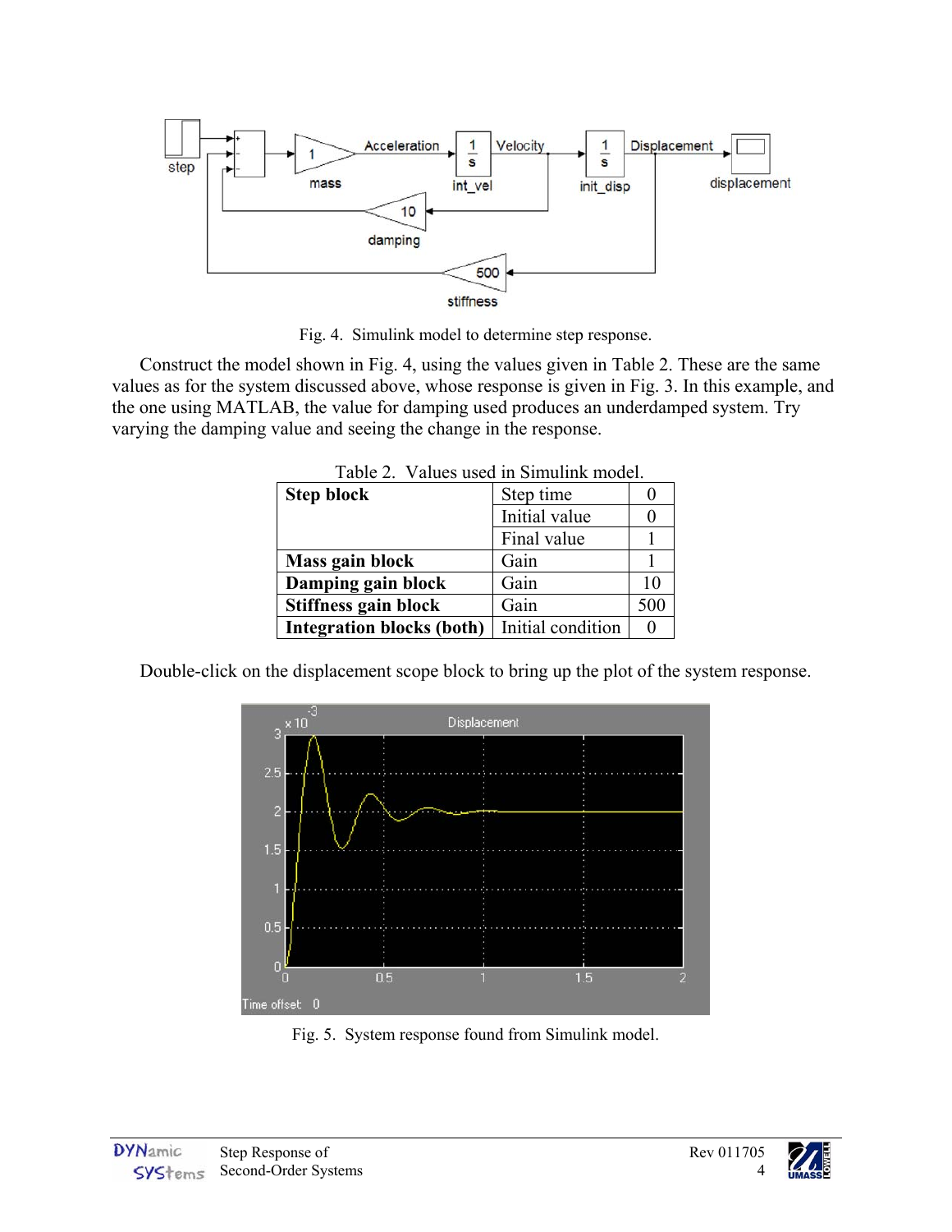Fig. 4. Simulink model to determine step response.

Construct the model shown in Fig. 4, using the values given in Table 2. These are the same values as for the system discussed above, whose response is given in Fig. 3. In this example, and the one using MATLAB, the value for damping used produces an underdamped system. Try varying the damping value and seeing the change in the response.

Table 2. Values used in Simulink model.

| | | |
|---|---|---|
| **Step block** | Step time | 0 |
| | Initial value | 0 |
| | Final value | 1 |
| **Mass gain block** | Gain | 1 |
| **Damping gain block** | Gain | 10 |
| **Stiffness gain block** | Gain | 500 |
| **Integration blocks (both)** | Initial condition | 0 |

Double-click on the displacement scope block to bring up the plot of the system response.

Fig. 5. System response found from Simulink model.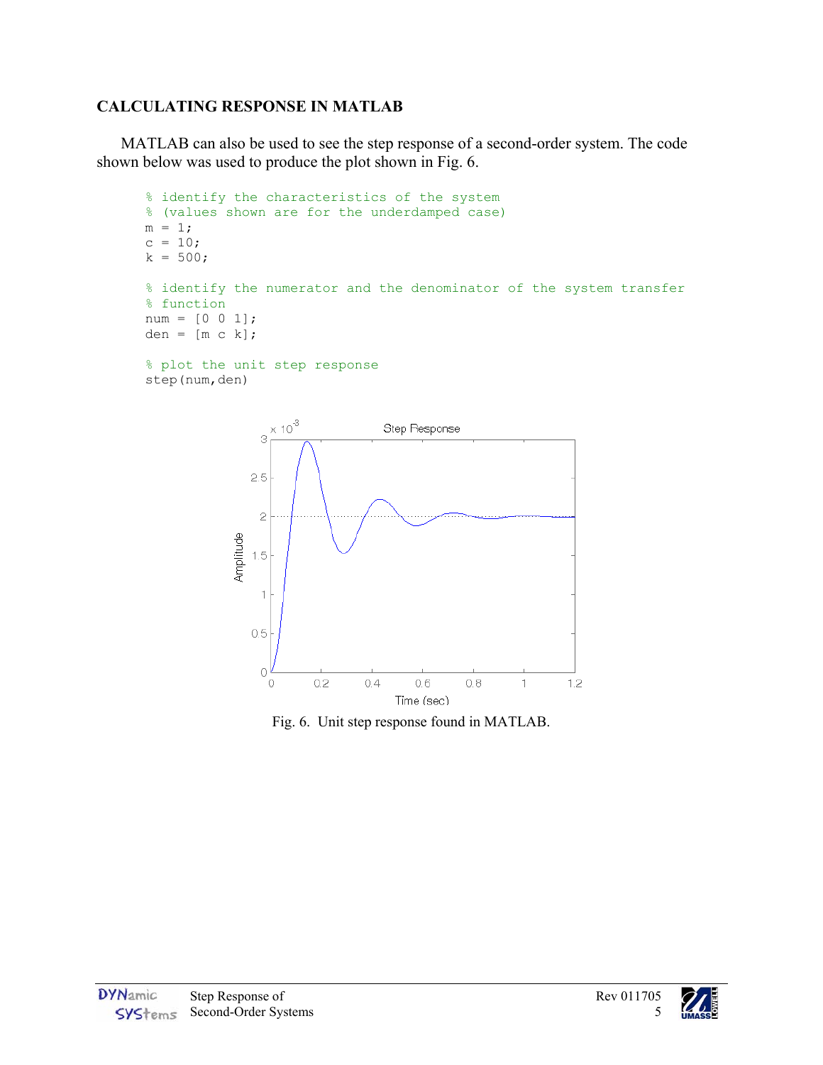## CALCULATING RESPONSE IN MATLAB

MATLAB can also be used to see the step response of a second-order system. The code shown below was used to produce the plot shown in Fig. 6.

```
% identify the characteristics of the system
% (values shown are for the underdamped case)
m = 1;
c = 10;
k = 500;

% identify the numerator and the denominator of the system transfer
% function
num = [0 0 1];
den = [m c k];

% plot the unit step response
step(num,den)
```

Step Response

x 10^-3

Amplitude

0 0.5 1 1.5 2 2.5 3

Time (sec)

0 0.2 0.4 0.6 0.8 1 1.2

Fig. 6. Unit step response found in MATLAB.